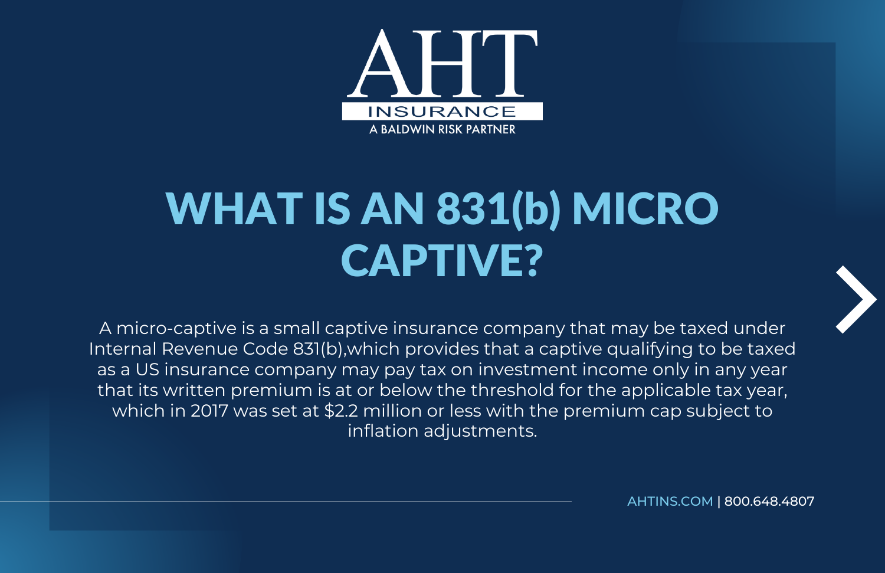AHT INSURANCE

A BALDWIN RISK PARTNER

# WHAT IS AN 831(b) MICRO CAPTIVE?

A micro-captive is a small captive insurance company that may be taxed under Internal Revenue Code 831(b),which provides that a captive qualifying to be taxed as a US insurance company may pay tax on investment income only in any year that its written premium is at or below the threshold for the applicable tax year, which in 2017 was set at $2.2 million or less with the premium cap subject to inflation adjustments.

AHTINS.COM | 800.648.4807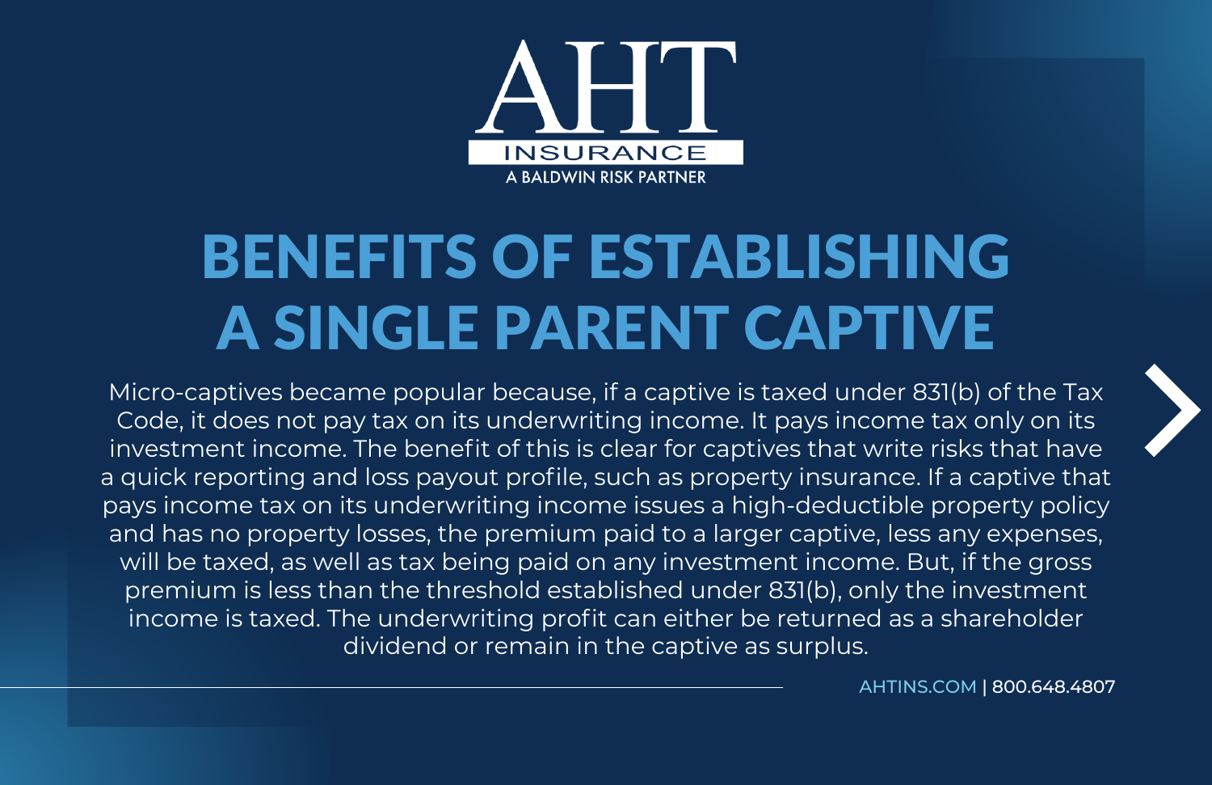AHT

INSURANCE

A BALDWIN RISK PARTNER

# BENEFITS OF ESTABLISHING A SINGLE PARENT CAPTIVE

Micro-captives became popular because, if a captive is taxed under 831(b) of the Tax Code, it does not pay tax on its underwriting income. It pays income tax only on its investment income. The benefit of this is clear for captives that write risks that have a quick reporting and loss payout profile, such as property insurance. If a captive that pays income tax on its underwriting income issues a high-deductible property policy and has no property losses, the premium paid to a larger captive, less any expenses, will be taxed, as well as tax being paid on any investment income. But, if the gross premium is less than the threshold established under 831(b), only the investment income is taxed. The underwriting profit can either be returned as a shareholder dividend or remain in the captive as surplus.

AHTINS.COM | 800.648.4807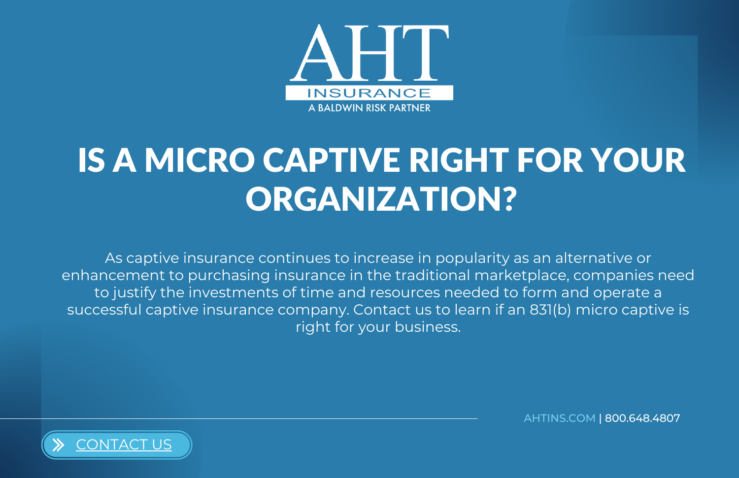AHT

INSURANCE

A BALDWIN RISK PARTNER

# IS A MICRO CAPTIVE RIGHT FOR YOUR ORGANIZATION?

As captive insurance continues to increase in popularity as an alternative or enhancement to purchasing insurance in the traditional marketplace, companies need to justify the investments of time and resources needed to form and operate a successful captive insurance company. Contact us to learn if an 831(b) micro captive is right for your business.

AHTINS.COM | 800.648.4807

CONTACT US